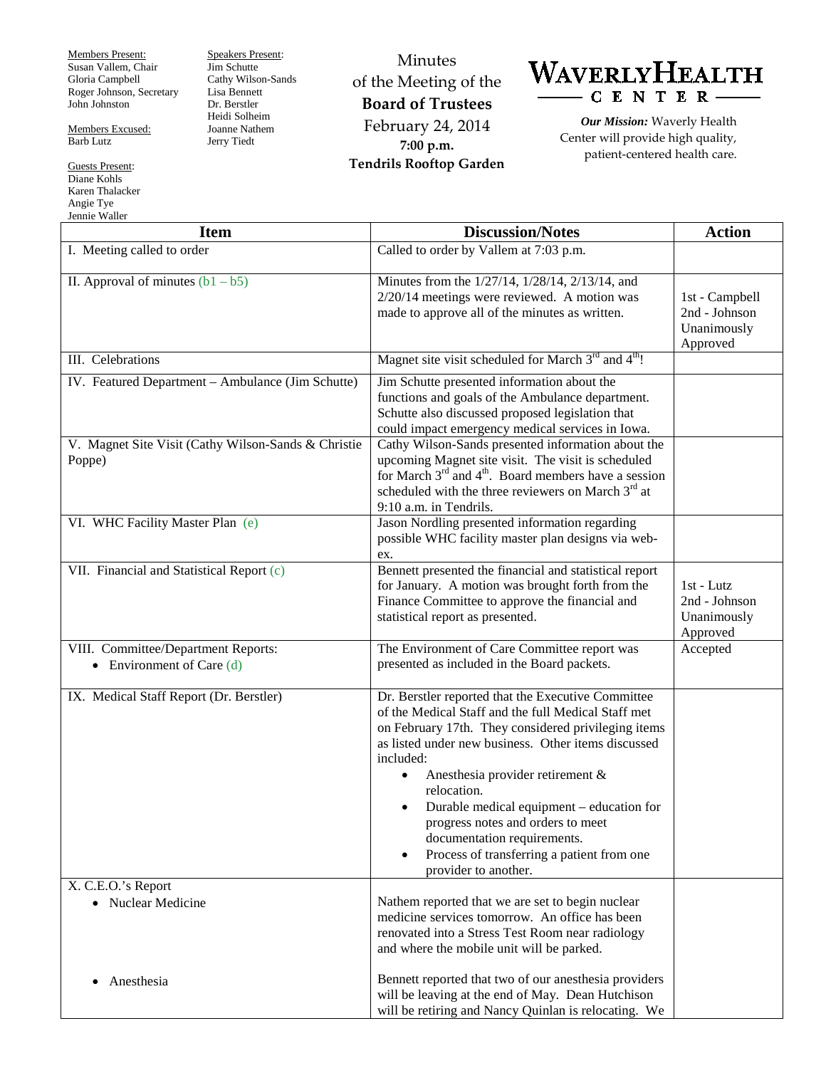Members Present:
Susan Vallem, Chair
Gloria Campbell
Roger Johnson, Secretary
John Johnston

Members Excused:
Barb Lutz

Guests Present:
Diane Kohls
Karen Thalacker
Angie Tye
Jennie Waller

Speakers Present:
Jim Schutte
Cathy Wilson-Sands
Lisa Bennett
Dr. Berstler
Heidi Solheim
Joanne Nathem
Jerry Tiedt

# Minutes of the Meeting of the **Board of Trustees**

February 24, 2014
**7:00 p.m.**
**Tendrils Rooftop Garden**

**WAVERLY HEALTH CENTER**

***Our Mission:*** Waverly Health Center will provide high quality, patient-centered health care.

| Item | Discussion/Notes | Action |
|---|---|---|
| I. Meeting called to order | Called to order by Vallem at 7:03 p.m. | |
| II. Approval of minutes (b1 – b5) | Minutes from the 1/27/14, 1/28/14, 2/13/14, and 2/20/14 meetings were reviewed. A motion was made to approve all of the minutes as written. | 1st - Campbell<br>2nd - Johnson<br>Unanimously Approved |
| III. Celebrations | Magnet site visit scheduled for March 3rd and 4th! | |
| IV. Featured Department – Ambulance (Jim Schutte) | Jim Schutte presented information about the functions and goals of the Ambulance department. Schutte also discussed proposed legislation that could impact emergency medical services in Iowa. | |
| V. Magnet Site Visit (Cathy Wilson-Sands & Christie Poppe) | Cathy Wilson-Sands presented information about the upcoming Magnet site visit. The visit is scheduled for March 3rd and 4th. Board members have a session scheduled with the three reviewers on March 3rd at 9:10 a.m. in Tendrils. | |
| VI. WHC Facility Master Plan (e) | Jason Nordling presented information regarding possible WHC facility master plan designs via web-ex. | |
| VII. Financial and Statistical Report (c) | Bennett presented the financial and statistical report for January. A motion was brought forth from the Finance Committee to approve the financial and statistical report as presented. | 1st - Lutz<br>2nd - Johnson<br>Unanimously Approved |
| VIII. Committee/Department Reports:<br>• Environment of Care (d) | The Environment of Care Committee report was presented as included in the Board packets. | Accepted |
| IX. Medical Staff Report (Dr. Berstler) | Dr. Berstler reported that the Executive Committee of the Medical Staff and the full Medical Staff met on February 17th. They considered privileging items as listed under new business. Other items discussed included:<br>• Anesthesia provider retirement & relocation.<br>• Durable medical equipment – education for progress notes and orders to meet documentation requirements.<br>• Process of transferring a patient from one provider to another. | |
| X. C.E.O.'s Report<br>• Nuclear Medicine<br><br>• Anesthesia | Nathem reported that we are set to begin nuclear medicine services tomorrow. An office has been renovated into a Stress Test Room near radiology and where the mobile unit will be parked.<br><br>Bennett reported that two of our anesthesia providers will be leaving at the end of May. Dean Hutchison will be retiring and Nancy Quinlan is relocating. We | |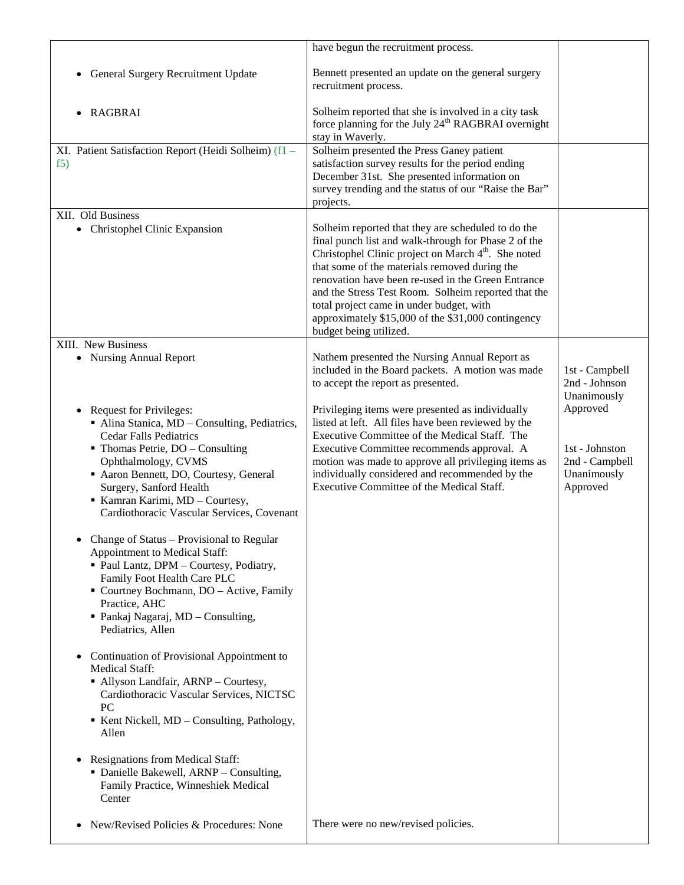| | | |
|---|---|---|
| | have begun the recruitment process. | |
| • General Surgery Recruitment Update | Bennett presented an update on the general surgery recruitment process. | |
| • RAGBRAI | Solheim reported that she is involved in a city task force planning for the July 24th RAGBRAI overnight stay in Waverly. | |
| XI. Patient Satisfaction Report (Heidi Solheim) (f1 – f5) | Solheim presented the Press Ganey patient satisfaction survey results for the period ending December 31st. She presented information on survey trending and the status of our "Raise the Bar" projects. | |
| XII. Old Business<br>• Christophel Clinic Expansion | Solheim reported that they are scheduled to do the final punch list and walk-through for Phase 2 of the Christophel Clinic project on March 4th. She noted that some of the materials removed during the renovation have been re-used in the Green Entrance and the Stress Test Room. Solheim reported that the total project came in under budget, with approximately $15,000 of the $31,000 contingency budget being utilized. | |
| XIII. New Business<br>• Nursing Annual Report | Nathem presented the Nursing Annual Report as included in the Board packets. A motion was made to accept the report as presented. | 1st - Campbell<br>2nd - Johnson<br>Unanimously Approved |
| • Request for Privileges:<br>▪ Alina Stanica, MD – Consulting, Pediatrics, Cedar Falls Pediatrics<br>▪ Thomas Petrie, DO – Consulting Ophthalmology, CVMS<br>▪ Aaron Bennett, DO, Courtesy, General Surgery, Sanford Health<br>▪ Kamran Karimi, MD – Courtesy, Cardiothoracic Vascular Services, Covenant<br><br>• Change of Status – Provisional to Regular Appointment to Medical Staff:<br>▪ Paul Lantz, DPM – Courtesy, Podiatry, Family Foot Health Care PLC<br>▪ Courtney Bochmann, DO – Active, Family Practice, AHC<br>▪ Pankaj Nagaraj, MD – Consulting, Pediatrics, Allen<br><br>• Continuation of Provisional Appointment to Medical Staff:<br>▪ Allyson Landfair, ARNP – Courtesy, Cardiothoracic Vascular Services, NICTSC PC<br>▪ Kent Nickell, MD – Consulting, Pathology, Allen<br><br>• Resignations from Medical Staff:<br>▪ Danielle Bakewell, ARNP – Consulting, Family Practice, Winneshiek Medical Center | Privileging items were presented as individually listed at left. All files have been reviewed by the Executive Committee of the Medical Staff. The Executive Committee recommends approval. A motion was made to approve all privileging items as individually considered and recommended by the Executive Committee of the Medical Staff. | 1st - Johnston<br>2nd - Campbell<br>Unanimously Approved |
| • New/Revised Policies & Procedures: None | There were no new/revised policies. | |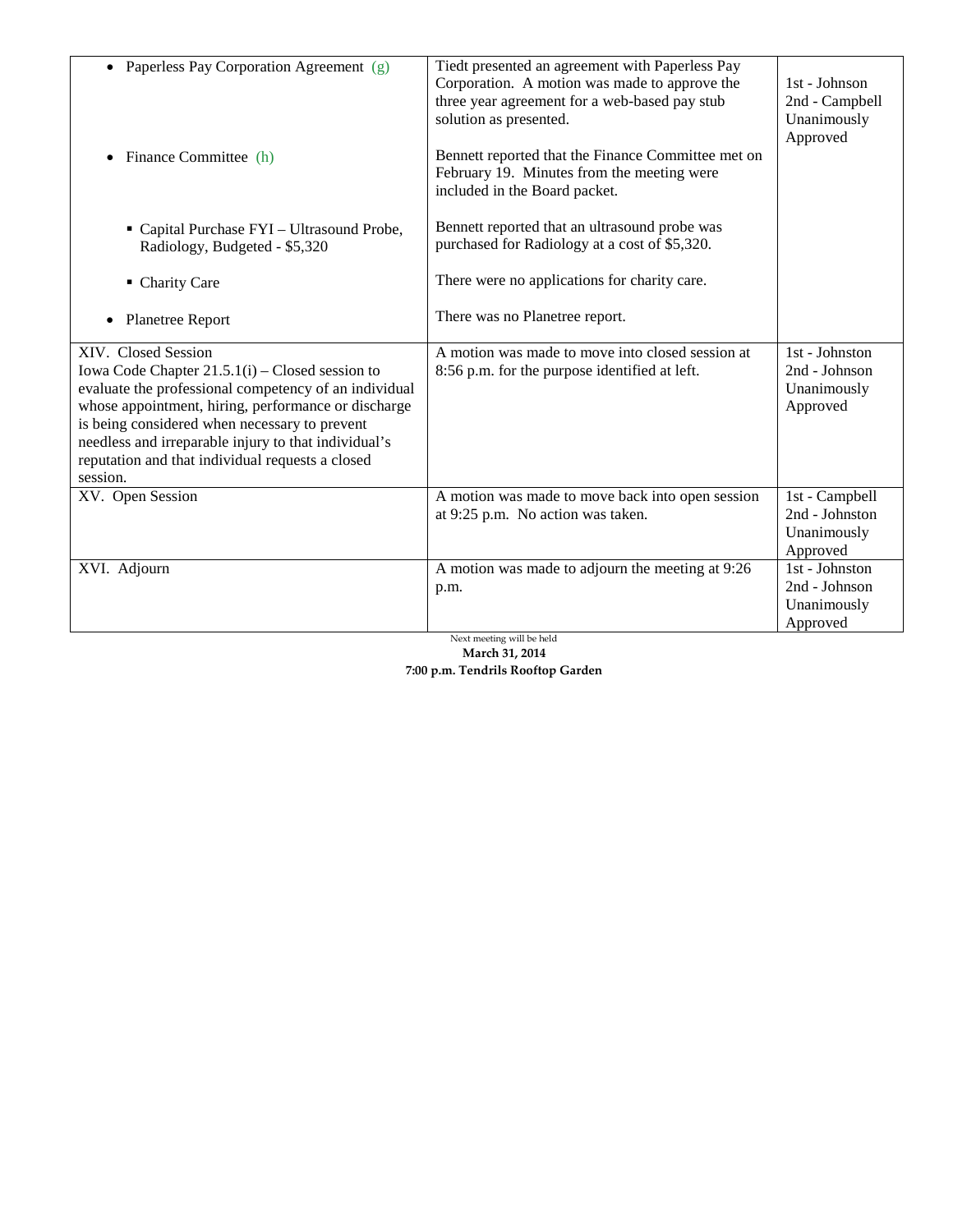| | | |
|---|---|---|
| • Paperless Pay Corporation Agreement (g)<br><br>• Finance Committee (h)<br><br>▪ Capital Purchase FYI – Ultrasound Probe, Radiology, Budgeted - $5,320<br><br>▪ Charity Care<br><br>• Planetree Report | Tiedt presented an agreement with Paperless Pay Corporation. A motion was made to approve the three year agreement for a web-based pay stub solution as presented.<br><br>Bennett reported that the Finance Committee met on February 19. Minutes from the meeting were included in the Board packet.<br><br>Bennett reported that an ultrasound probe was purchased for Radiology at a cost of $5,320.<br><br>There were no applications for charity care.<br><br>There was no Planetree report. | 1st - Johnson<br>2nd - Campbell<br>Unanimously Approved |
| XIV. Closed Session<br>Iowa Code Chapter 21.5.1(i) – Closed session to evaluate the professional competency of an individual whose appointment, hiring, performance or discharge is being considered when necessary to prevent needless and irreparable injury to that individual's reputation and that individual requests a closed session. | A motion was made to move into closed session at 8:56 p.m. for the purpose identified at left. | 1st - Johnston<br>2nd - Johnson<br>Unanimously Approved |
| XV. Open Session | A motion was made to move back into open session at 9:25 p.m. No action was taken. | 1st - Campbell<br>2nd - Johnston<br>Unanimously Approved |
| XVI. Adjourn | A motion was made to adjourn the meeting at 9:26 p.m. | 1st - Johnston<br>2nd - Johnson<br>Unanimously Approved |

Next meeting will be held
**March 31, 2014**
**7:00 p.m. Tendrils Rooftop Garden**